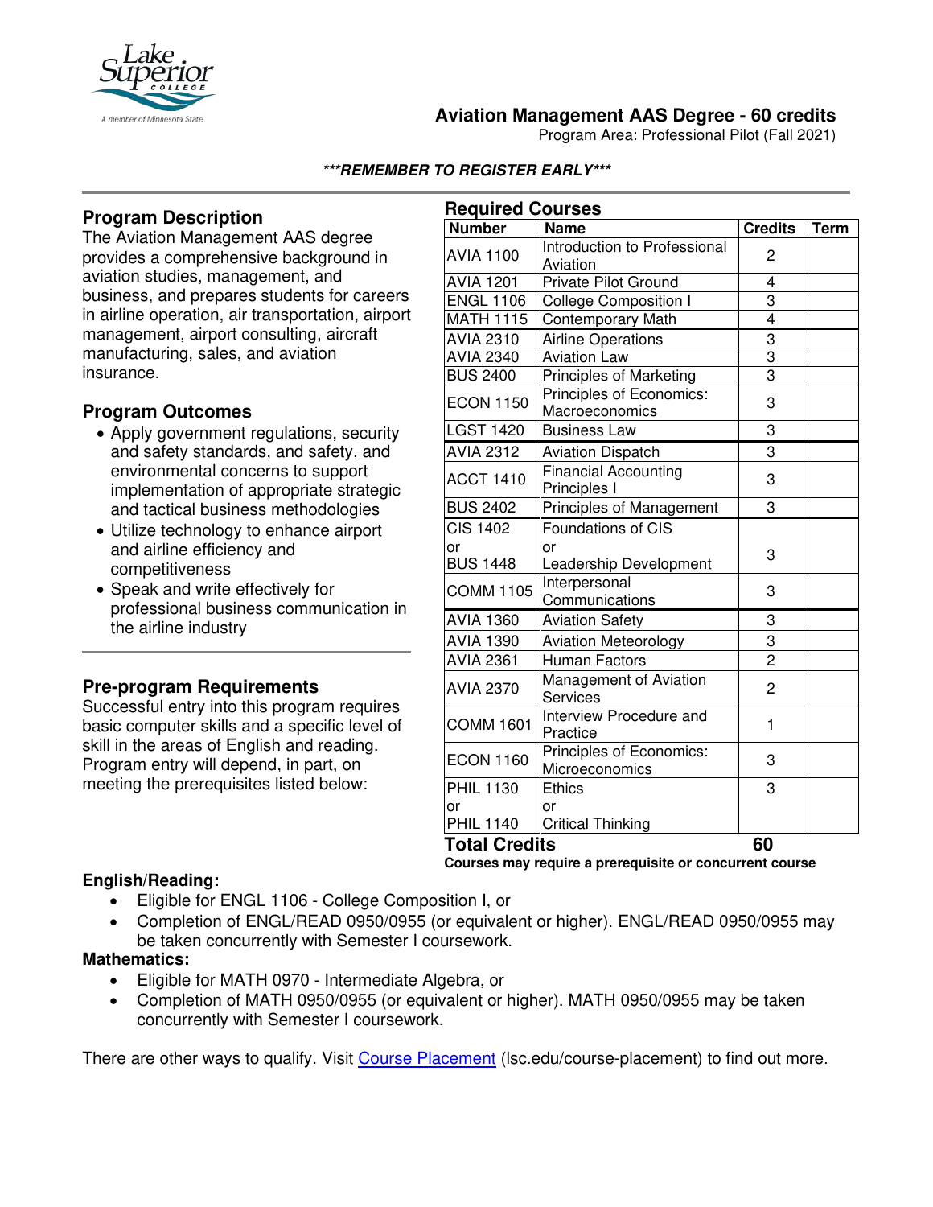# Aviation Management AAS Degree - 60 credits

Program Area: Professional Pilot (Fall 2021)

***REMEMBER TO REGISTER EARLY***

## Program Description

The Aviation Management AAS degree provides a comprehensive background in aviation studies, management, and business, and prepares students for careers in airline operation, air transportation, airport management, airport consulting, aircraft manufacturing, sales, and aviation insurance.

## Program Outcomes

- Apply government regulations, security and safety standards, and safety, and environmental concerns to support implementation of appropriate strategic and tactical business methodologies
- Utilize technology to enhance airport and airline efficiency and competitiveness
- Speak and write effectively for professional business communication in the airline industry

## Pre-program Requirements

Successful entry into this program requires basic computer skills and a specific level of skill in the areas of English and reading. Program entry will depend, in part, on meeting the prerequisites listed below:

## Required Courses

| Number | Name | Credits | Term |
|---|---|---|---|
| AVIA 1100 | Introduction to Professional Aviation | 2 | |
| AVIA 1201 | Private Pilot Ground | 4 | |
| ENGL 1106 | College Composition I | 3 | |
| MATH 1115 | Contemporary Math | 4 | |
| AVIA 2310 | Airline Operations | 3 | |
| AVIA 2340 | Aviation Law | 3 | |
| BUS 2400 | Principles of Marketing | 3 | |
| ECON 1150 | Principles of Economics: Macroeconomics | 3 | |
| LGST 1420 | Business Law | 3 | |
| AVIA 2312 | Aviation Dispatch | 3 | |
| ACCT 1410 | Financial Accounting Principles I | 3 | |
| BUS 2402 | Principles of Management | 3 | |
| CIS 1402 or BUS 1448 | Foundations of CIS or Leadership Development | 3 | |
| COMM 1105 | Interpersonal Communications | 3 | |
| AVIA 1360 | Aviation Safety | 3 | |
| AVIA 1390 | Aviation Meteorology | 3 | |
| AVIA 2361 | Human Factors | 2 | |
| AVIA 2370 | Management of Aviation Services | 2 | |
| COMM 1601 | Interview Procedure and Practice | 1 | |
| ECON 1160 | Principles of Economics: Microeconomics | 3 | |
| PHIL 1130 or PHIL 1140 | Ethics or Critical Thinking | 3 | |
| **Total Credits** | | **60** | |

**Courses may require a prerequisite or concurrent course**

### English/Reading:

- Eligible for ENGL 1106 - College Composition I, or
- Completion of ENGL/READ 0950/0955 (or equivalent or higher). ENGL/READ 0950/0955 may be taken concurrently with Semester I coursework.

### Mathematics:

- Eligible for MATH 0970 - Intermediate Algebra, or
- Completion of MATH 0950/0955 (or equivalent or higher). MATH 0950/0955 may be taken concurrently with Semester I coursework.

There are other ways to qualify. Visit Course Placement (lsc.edu/course-placement) to find out more.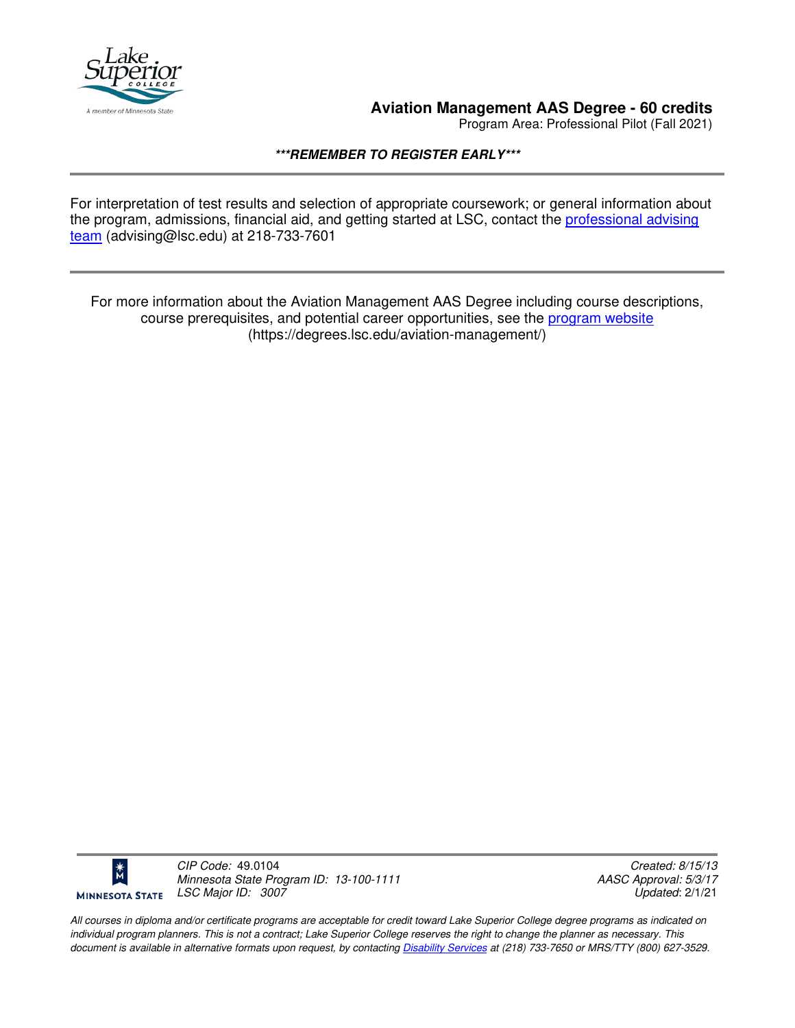## Aviation Management AAS Degree - 60 credits

Program Area: Professional Pilot (Fall 2021)

***REMEMBER TO REGISTER EARLY***

---

For interpretation of test results and selection of appropriate coursework; or general information about the program, admissions, financial aid, and getting started at LSC, contact the professional advising team (advising@lsc.edu) at 218-733-7601

---

For more information about the Aviation Management AAS Degree including course descriptions, course prerequisites, and potential career opportunities, see the program website (https://degrees.lsc.edu/aviation-management/)

---

*CIP Code:* 49.0104
*Minnesota State Program ID: 13-100-1111*
*LSC Major ID: 3007*

*Created: 8/15/13*
*AASC Approval: 5/3/17*
*Updated*: 2/1/21

*All courses in diploma and/or certificate programs are acceptable for credit toward Lake Superior College degree programs as indicated on individual program planners. This is not a contract; Lake Superior College reserves the right to change the planner as necessary. This document is available in alternative formats upon request, by contacting Disability Services at (218) 733-7650 or MRS/TTY (800) 627-3529.*